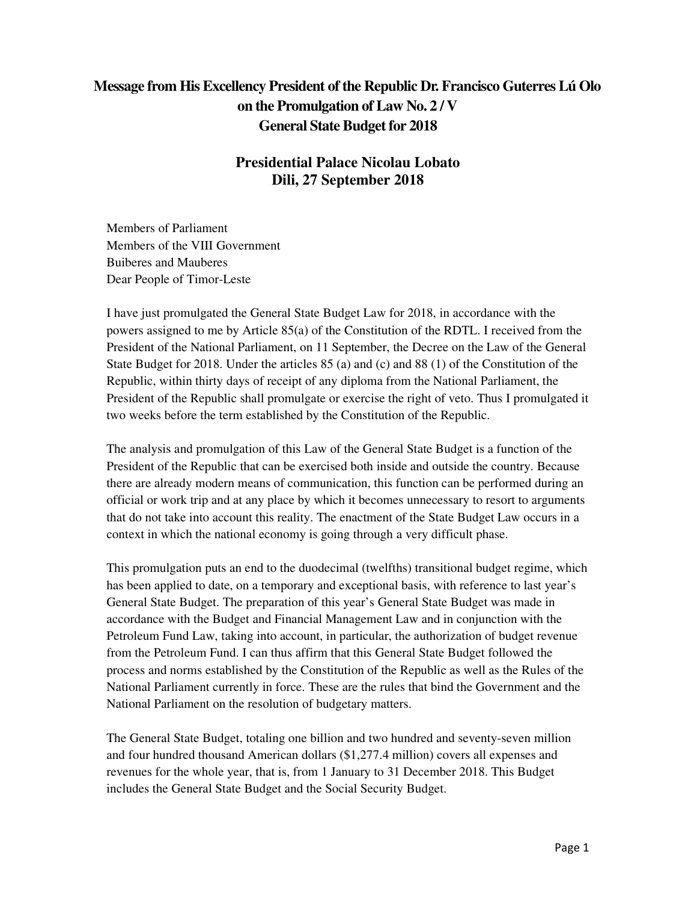# Message from His Excellency President of the Republic Dr. Francisco Guterres Lú Olo on the Promulgation of Law No. 2 / V General State Budget for 2018

## Presidential Palace Nicolau Lobato Dili, 27 September 2018

Members of Parliament
Members of the VIII Government
Buiberes and Mauberes
Dear People of Timor-Leste

I have just promulgated the General State Budget Law for 2018, in accordance with the powers assigned to me by Article 85(a) of the Constitution of the RDTL. I received from the President of the National Parliament, on 11 September, the Decree on the Law of the General State Budget for 2018. Under the articles 85 (a) and (c) and 88 (1) of the Constitution of the Republic, within thirty days of receipt of any diploma from the National Parliament, the President of the Republic shall promulgate or exercise the right of veto. Thus I promulgated it two weeks before the term established by the Constitution of the Republic.

The analysis and promulgation of this Law of the General State Budget is a function of the President of the Republic that can be exercised both inside and outside the country. Because there are already modern means of communication, this function can be performed during an official or work trip and at any place by which it becomes unnecessary to resort to arguments that do not take into account this reality. The enactment of the State Budget Law occurs in a context in which the national economy is going through a very difficult phase.

This promulgation puts an end to the duodecimal (twelfths) transitional budget regime, which has been applied to date, on a temporary and exceptional basis, with reference to last year's General State Budget. The preparation of this year's General State Budget was made in accordance with the Budget and Financial Management Law and in conjunction with the Petroleum Fund Law, taking into account, in particular, the authorization of budget revenue from the Petroleum Fund. I can thus affirm that this General State Budget followed the process and norms established by the Constitution of the Republic as well as the Rules of the National Parliament currently in force. These are the rules that bind the Government and the National Parliament on the resolution of budgetary matters.

The General State Budget, totaling one billion and two hundred and seventy-seven million and four hundred thousand American dollars ($1,277.4 million) covers all expenses and revenues for the whole year, that is, from 1 January to 31 December 2018. This Budget includes the General State Budget and the Social Security Budget.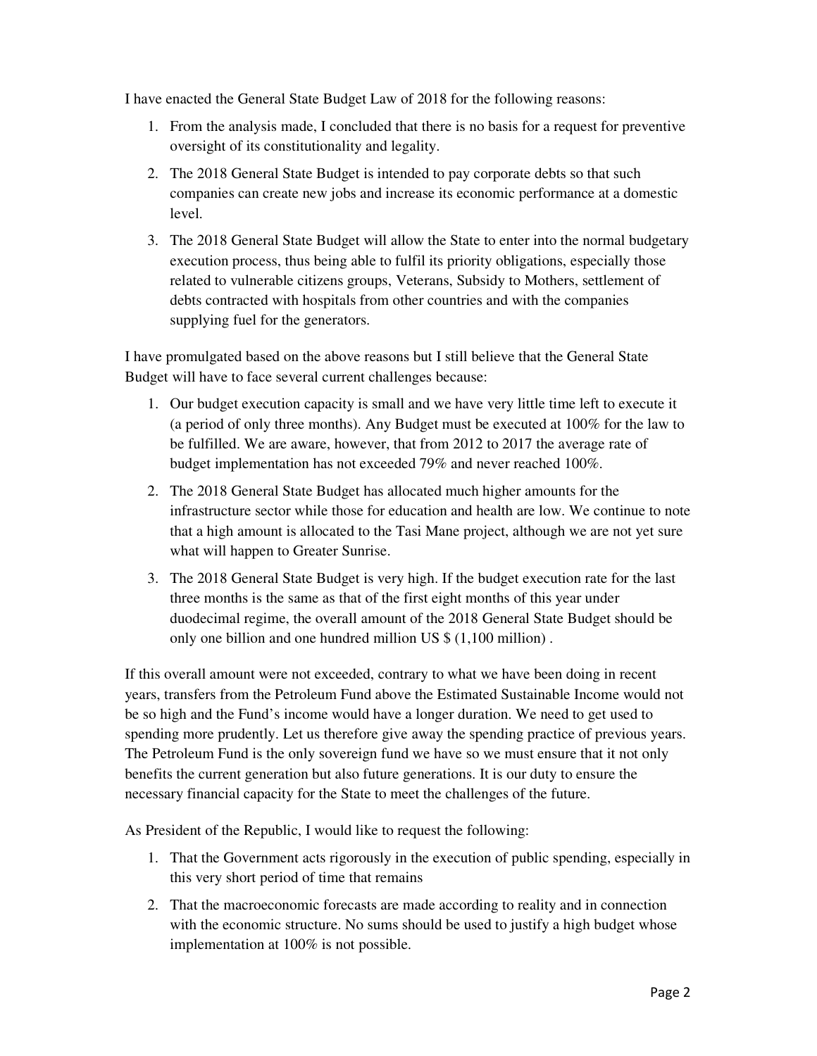I have enacted the General State Budget Law of 2018 for the following reasons:

1. From the analysis made, I concluded that there is no basis for a request for preventive oversight of its constitutionality and legality.
2. The 2018 General State Budget is intended to pay corporate debts so that such companies can create new jobs and increase its economic performance at a domestic level.
3. The 2018 General State Budget will allow the State to enter into the normal budgetary execution process, thus being able to fulfil its priority obligations, especially those related to vulnerable citizens groups, Veterans, Subsidy to Mothers, settlement of debts contracted with hospitals from other countries and with the companies supplying fuel for the generators.

I have promulgated based on the above reasons but I still believe that the General State Budget will have to face several current challenges because:

1. Our budget execution capacity is small and we have very little time left to execute it (a period of only three months). Any Budget must be executed at 100% for the law to be fulfilled. We are aware, however, that from 2012 to 2017 the average rate of budget implementation has not exceeded 79% and never reached 100%.
2. The 2018 General State Budget has allocated much higher amounts for the infrastructure sector while those for education and health are low. We continue to note that a high amount is allocated to the Tasi Mane project, although we are not yet sure what will happen to Greater Sunrise.
3. The 2018 General State Budget is very high. If the budget execution rate for the last three months is the same as that of the first eight months of this year under duodecimal regime, the overall amount of the 2018 General State Budget should be only one billion and one hundred million US $ (1,100 million) .

If this overall amount were not exceeded, contrary to what we have been doing in recent years, transfers from the Petroleum Fund above the Estimated Sustainable Income would not be so high and the Fund's income would have a longer duration. We need to get used to spending more prudently. Let us therefore give away the spending practice of previous years. The Petroleum Fund is the only sovereign fund we have so we must ensure that it not only benefits the current generation but also future generations. It is our duty to ensure the necessary financial capacity for the State to meet the challenges of the future.

As President of the Republic, I would like to request the following:

1. That the Government acts rigorously in the execution of public spending, especially in this very short period of time that remains
2. That the macroeconomic forecasts are made according to reality and in connection with the economic structure. No sums should be used to justify a high budget whose implementation at 100% is not possible.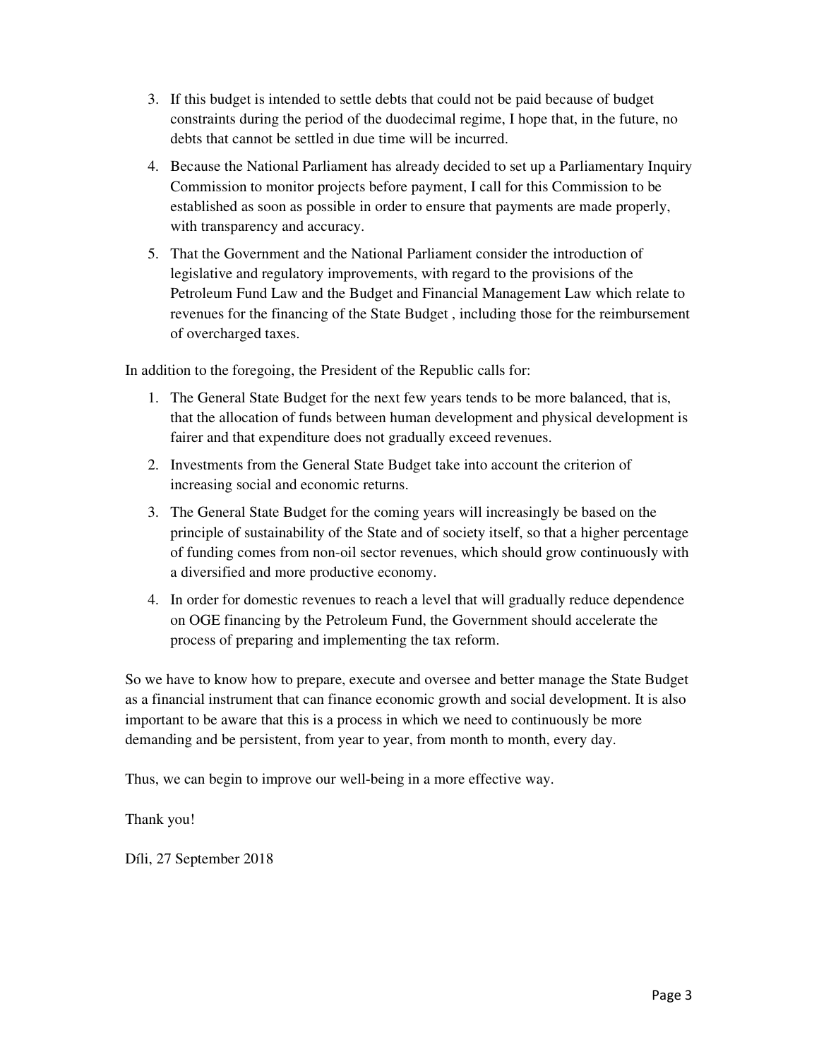3. If this budget is intended to settle debts that could not be paid because of budget constraints during the period of the duodecimal regime, I hope that, in the future, no debts that cannot be settled in due time will be incurred.
4. Because the National Parliament has already decided to set up a Parliamentary Inquiry Commission to monitor projects before payment, I call for this Commission to be established as soon as possible in order to ensure that payments are made properly, with transparency and accuracy.
5. That the Government and the National Parliament consider the introduction of legislative and regulatory improvements, with regard to the provisions of the Petroleum Fund Law and the Budget and Financial Management Law which relate to revenues for the financing of the State Budget , including those for the reimbursement of overcharged taxes.

In addition to the foregoing, the President of the Republic calls for:

1. The General State Budget for the next few years tends to be more balanced, that is, that the allocation of funds between human development and physical development is fairer and that expenditure does not gradually exceed revenues.
2. Investments from the General State Budget take into account the criterion of increasing social and economic returns.
3. The General State Budget for the coming years will increasingly be based on the principle of sustainability of the State and of society itself, so that a higher percentage of funding comes from non-oil sector revenues, which should grow continuously with a diversified and more productive economy.
4. In order for domestic revenues to reach a level that will gradually reduce dependence on OGE financing by the Petroleum Fund, the Government should accelerate the process of preparing and implementing the tax reform.

So we have to know how to prepare, execute and oversee and better manage the State Budget as a financial instrument that can finance economic growth and social development. It is also important to be aware that this is a process in which we need to continuously be more demanding and be persistent, from year to year, from month to month, every day.

Thus, we can begin to improve our well-being in a more effective way.

Thank you!

Díli, 27 September 2018